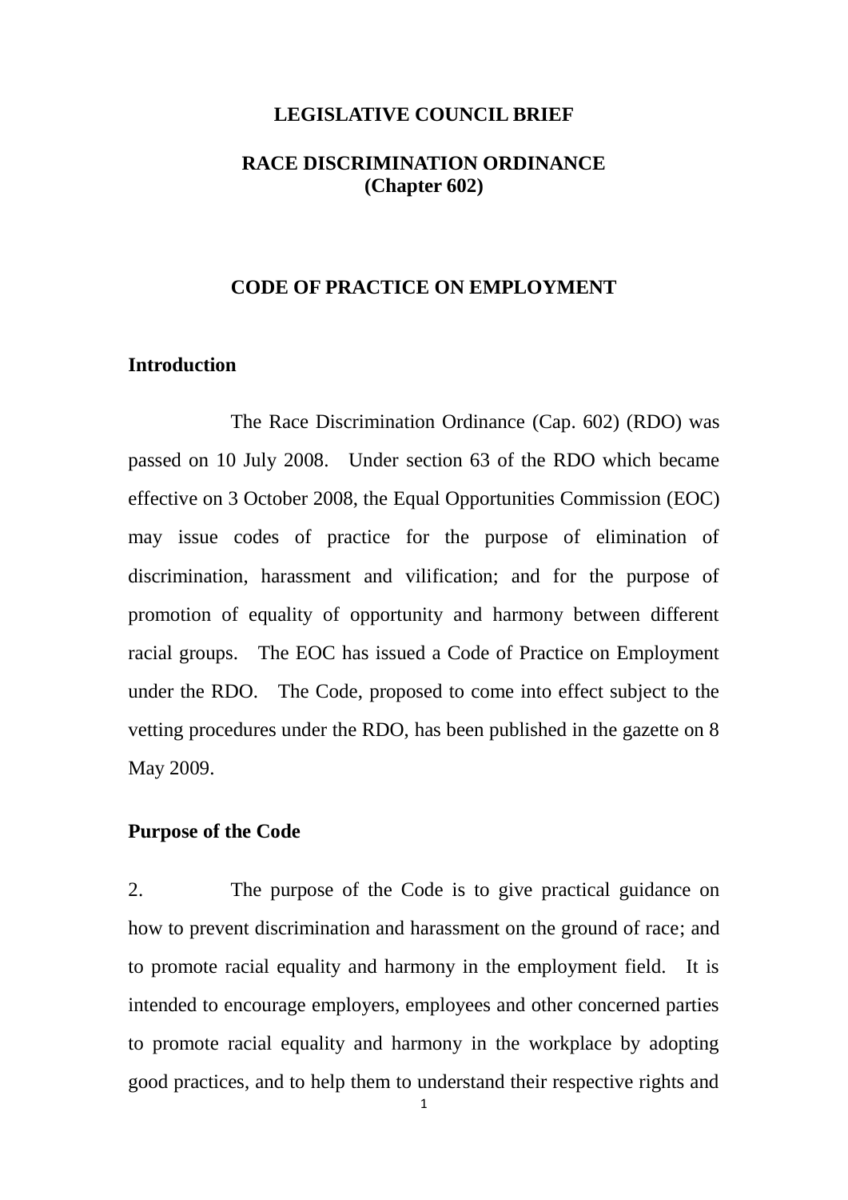# LEGISLATIVE COUNCIL BRIEF

## RACE DISCRIMINATION ORDINANCE
## (Chapter 602)

## CODE OF PRACTICE ON EMPLOYMENT

### Introduction

The Race Discrimination Ordinance (Cap. 602) (RDO) was passed on 10 July 2008. Under section 63 of the RDO which became effective on 3 October 2008, the Equal Opportunities Commission (EOC) may issue codes of practice for the purpose of elimination of discrimination, harassment and vilification; and for the purpose of promotion of equality of opportunity and harmony between different racial groups. The EOC has issued a Code of Practice on Employment under the RDO. The Code, proposed to come into effect subject to the vetting procedures under the RDO, has been published in the gazette on 8 May 2009.

### Purpose of the Code

2. The purpose of the Code is to give practical guidance on how to prevent discrimination and harassment on the ground of race; and to promote racial equality and harmony in the employment field. It is intended to encourage employers, employees and other concerned parties to promote racial equality and harmony in the workplace by adopting good practices, and to help them to understand their respective rights and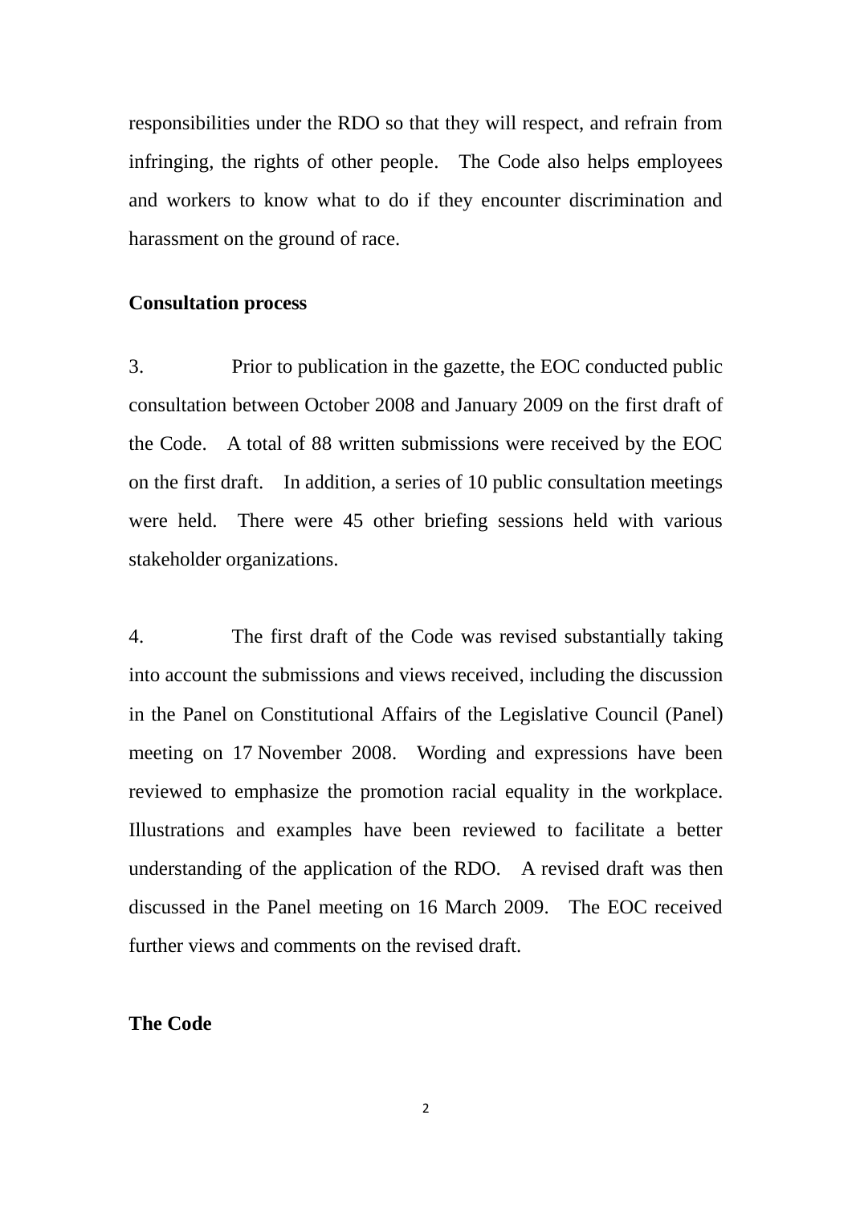responsibilities under the RDO so that they will respect, and refrain from infringing, the rights of other people. The Code also helps employees and workers to know what to do if they encounter discrimination and harassment on the ground of race.

**Consultation process**

3. Prior to publication in the gazette, the EOC conducted public consultation between October 2008 and January 2009 on the first draft of the Code. A total of 88 written submissions were received by the EOC on the first draft. In addition, a series of 10 public consultation meetings were held. There were 45 other briefing sessions held with various stakeholder organizations.

4. The first draft of the Code was revised substantially taking into account the submissions and views received, including the discussion in the Panel on Constitutional Affairs of the Legislative Council (Panel) meeting on 17 November 2008. Wording and expressions have been reviewed to emphasize the promotion racial equality in the workplace. Illustrations and examples have been reviewed to facilitate a better understanding of the application of the RDO. A revised draft was then discussed in the Panel meeting on 16 March 2009. The EOC received further views and comments on the revised draft.

**The Code**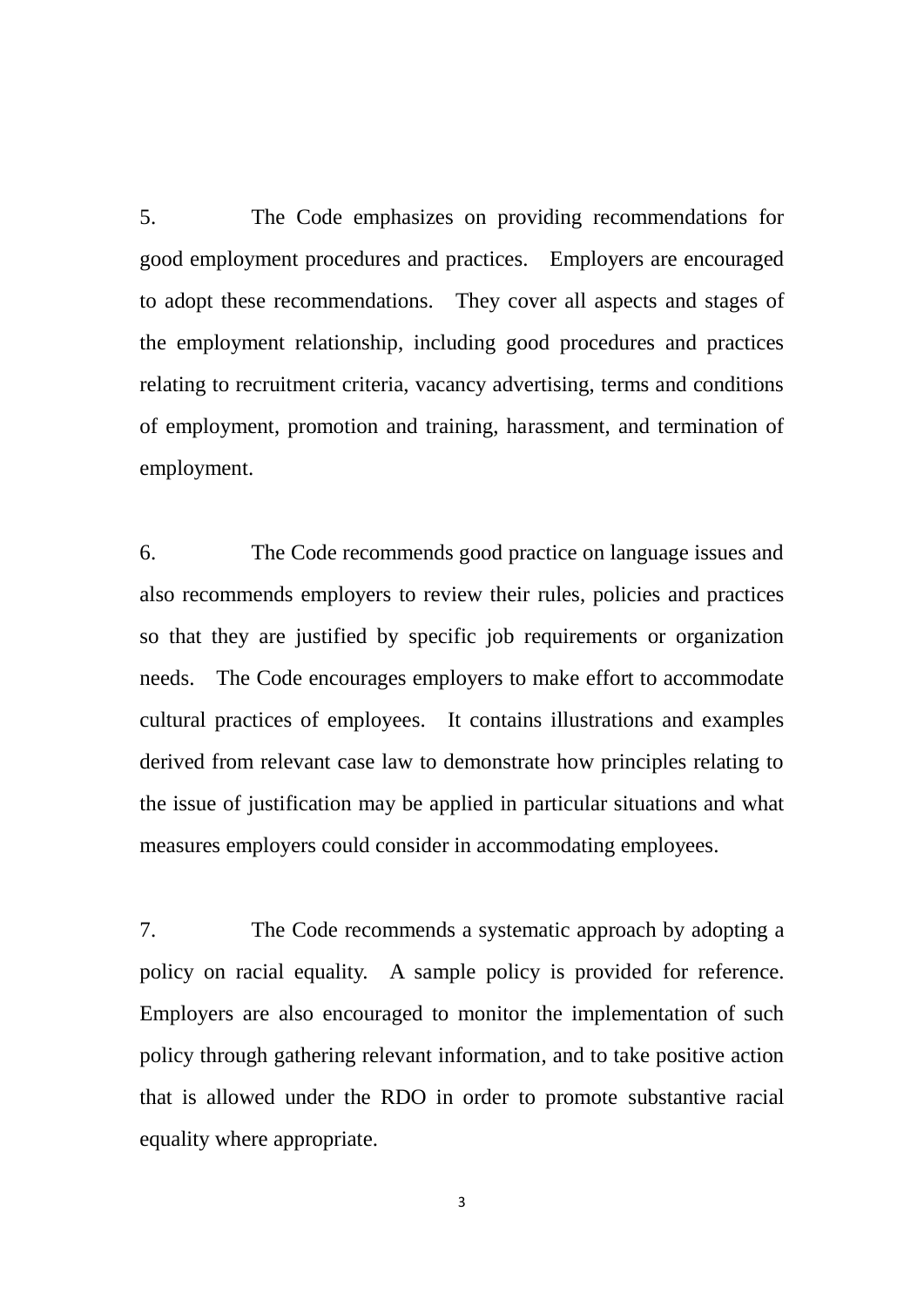5. The Code emphasizes on providing recommendations for good employment procedures and practices. Employers are encouraged to adopt these recommendations. They cover all aspects and stages of the employment relationship, including good procedures and practices relating to recruitment criteria, vacancy advertising, terms and conditions of employment, promotion and training, harassment, and termination of employment.

6. The Code recommends good practice on language issues and also recommends employers to review their rules, policies and practices so that they are justified by specific job requirements or organization needs. The Code encourages employers to make effort to accommodate cultural practices of employees. It contains illustrations and examples derived from relevant case law to demonstrate how principles relating to the issue of justification may be applied in particular situations and what measures employers could consider in accommodating employees.

7. The Code recommends a systematic approach by adopting a policy on racial equality. A sample policy is provided for reference. Employers are also encouraged to monitor the implementation of such policy through gathering relevant information, and to take positive action that is allowed under the RDO in order to promote substantive racial equality where appropriate.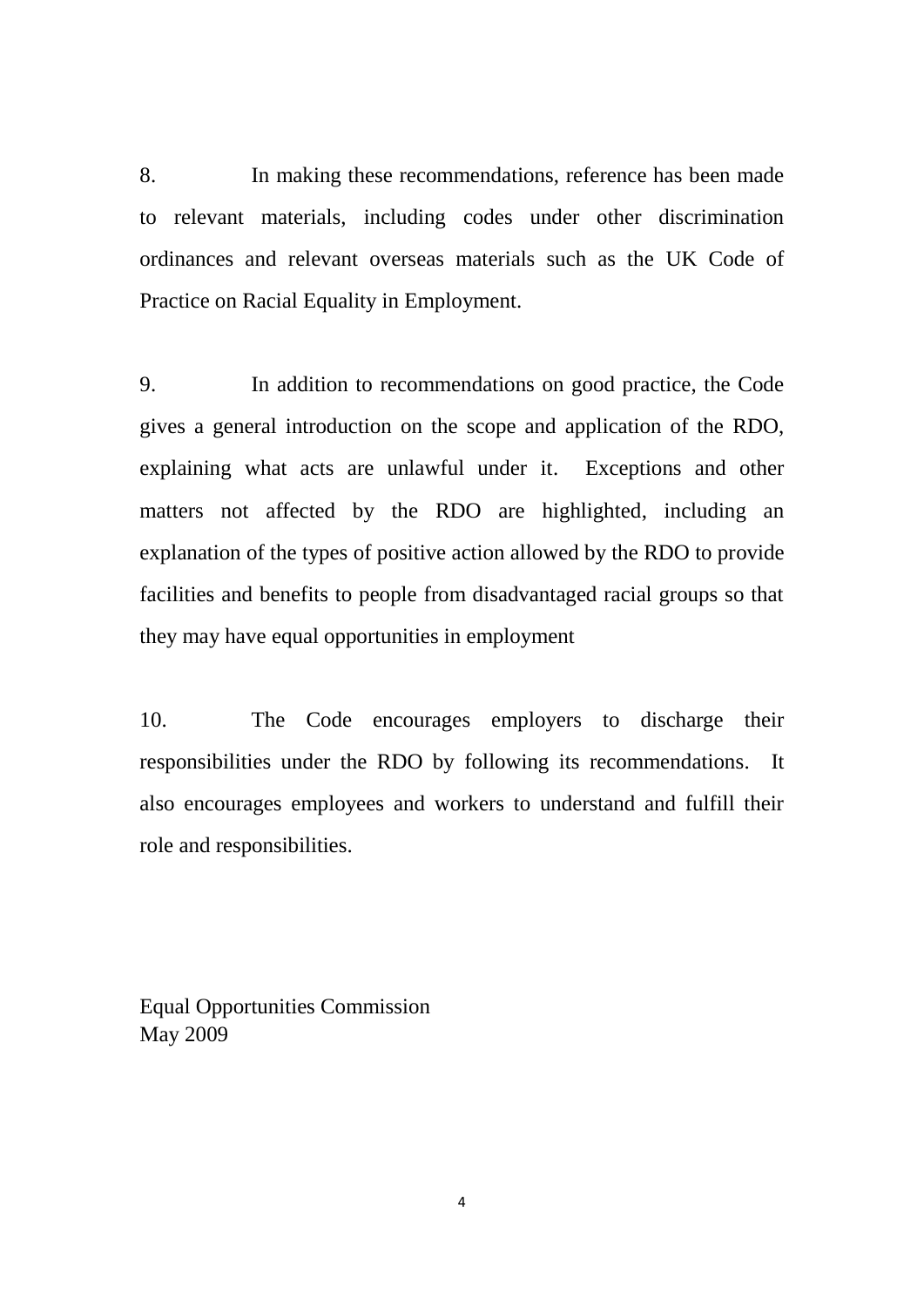8. In making these recommendations, reference has been made to relevant materials, including codes under other discrimination ordinances and relevant overseas materials such as the UK Code of Practice on Racial Equality in Employment.

9. In addition to recommendations on good practice, the Code gives a general introduction on the scope and application of the RDO, explaining what acts are unlawful under it. Exceptions and other matters not affected by the RDO are highlighted, including an explanation of the types of positive action allowed by the RDO to provide facilities and benefits to people from disadvantaged racial groups so that they may have equal opportunities in employment

10. The Code encourages employers to discharge their responsibilities under the RDO by following its recommendations. It also encourages employees and workers to understand and fulfill their role and responsibilities.

Equal Opportunities Commission
May 2009